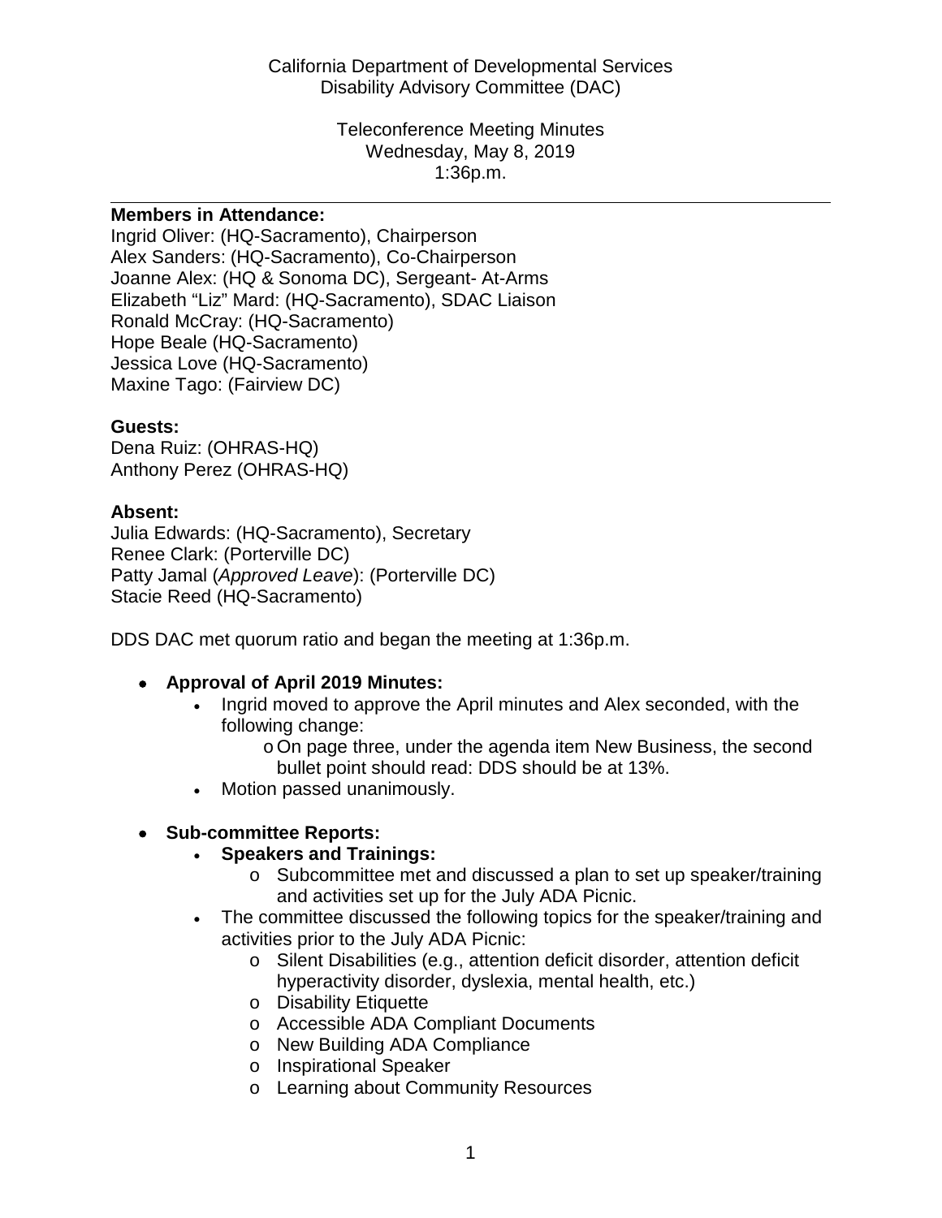California Department of Developmental Services
Disability Advisory Committee (DAC)

Teleconference Meeting Minutes
Wednesday, May 8, 2019
1:36p.m.

---

**Members in Attendance:**
Ingrid Oliver: (HQ-Sacramento), Chairperson
Alex Sanders: (HQ-Sacramento), Co-Chairperson
Joanne Alex: (HQ & Sonoma DC), Sergeant- At-Arms
Elizabeth "Liz" Mard: (HQ-Sacramento), SDAC Liaison
Ronald McCray: (HQ-Sacramento)
Hope Beale (HQ-Sacramento)
Jessica Love (HQ-Sacramento)
Maxine Tago: (Fairview DC)

**Guests:**
Dena Ruiz: (OHRAS-HQ)
Anthony Perez (OHRAS-HQ)

**Absent:**
Julia Edwards: (HQ-Sacramento), Secretary
Renee Clark: (Porterville DC)
Patty Jamal (*Approved Leave*): (Porterville DC)
Stacie Reed (HQ-Sacramento)

DDS DAC met quorum ratio and began the meeting at 1:36p.m.

- **Approval of April 2019 Minutes:**
    - Ingrid moved to approve the April minutes and Alex seconded, with the following change:
        - On page three, under the agenda item New Business, the second bullet point should read: DDS should be at 13%.
    - Motion passed unanimously.

- **Sub-committee Reports:**
    - **Speakers and Trainings:**
        - Subcommittee met and discussed a plan to set up speaker/training and activities set up for the July ADA Picnic.
    - The committee discussed the following topics for the speaker/training and activities prior to the July ADA Picnic:
        - Silent Disabilities (e.g., attention deficit disorder, attention deficit hyperactivity disorder, dyslexia, mental health, etc.)
        - Disability Etiquette
        - Accessible ADA Compliant Documents
        - New Building ADA Compliance
        - Inspirational Speaker
        - Learning about Community Resources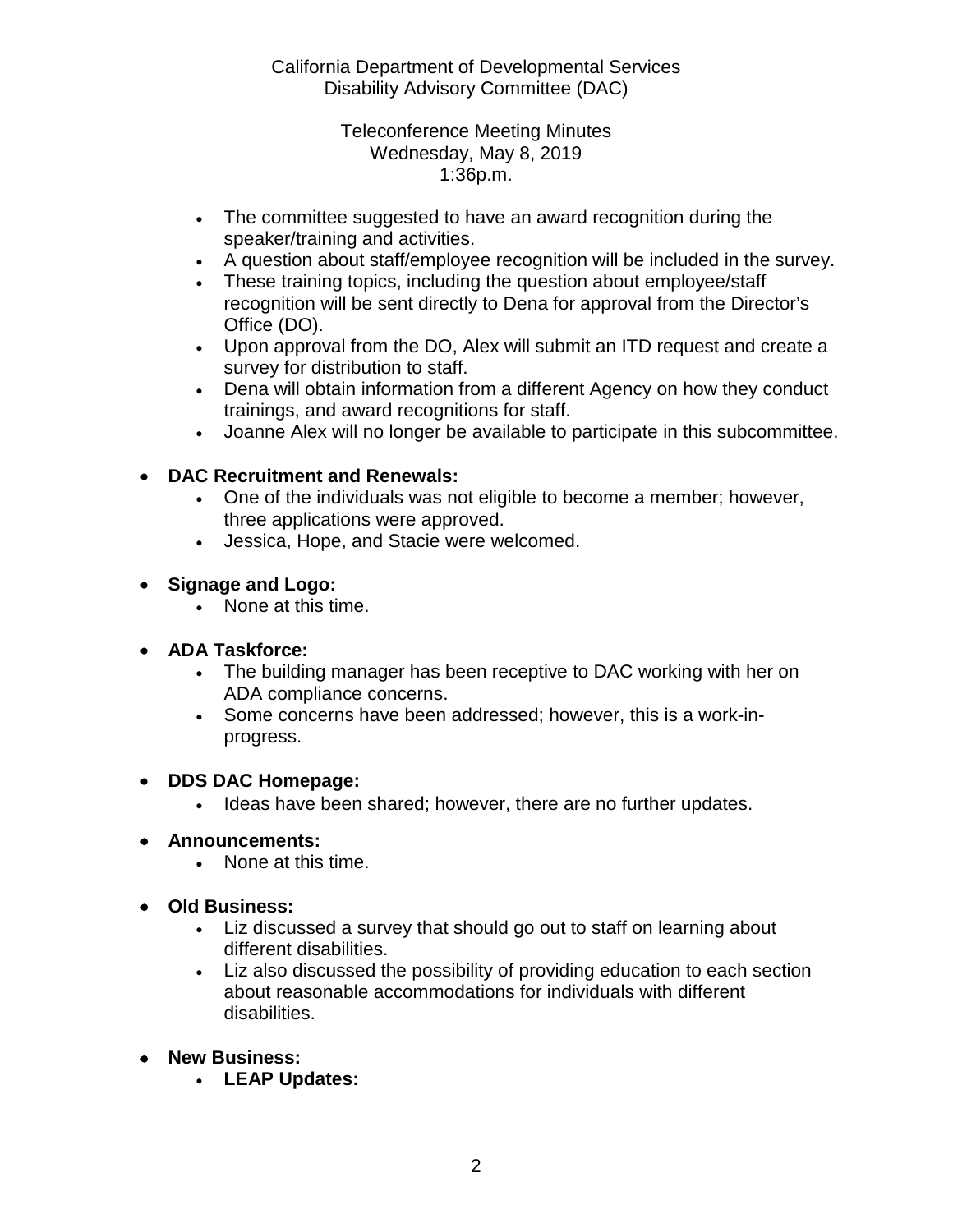- The committee suggested to have an award recognition during the speaker/training and activities.
- A question about staff/employee recognition will be included in the survey.
- These training topics, including the question about employee/staff recognition will be sent directly to Dena for approval from the Director's Office (DO).
- Upon approval from the DO, Alex will submit an ITD request and create a survey for distribution to staff.
- Dena will obtain information from a different Agency on how they conduct trainings, and award recognitions for staff.
- Joanne Alex will no longer be available to participate in this subcommittee.

- **DAC Recruitment and Renewals:**
  - One of the individuals was not eligible to become a member; however, three applications were approved.
  - Jessica, Hope, and Stacie were welcomed.

- **Signage and Logo:**
  - None at this time.

- **ADA Taskforce:**
  - The building manager has been receptive to DAC working with her on ADA compliance concerns.
  - Some concerns have been addressed; however, this is a work-in-progress.

- **DDS DAC Homepage:**
  - Ideas have been shared; however, there are no further updates.

- **Announcements:**
  - None at this time.

- **Old Business:**
  - Liz discussed a survey that should go out to staff on learning about different disabilities.
  - Liz also discussed the possibility of providing education to each section about reasonable accommodations for individuals with different disabilities.

- **New Business:**
  - **LEAP Updates:**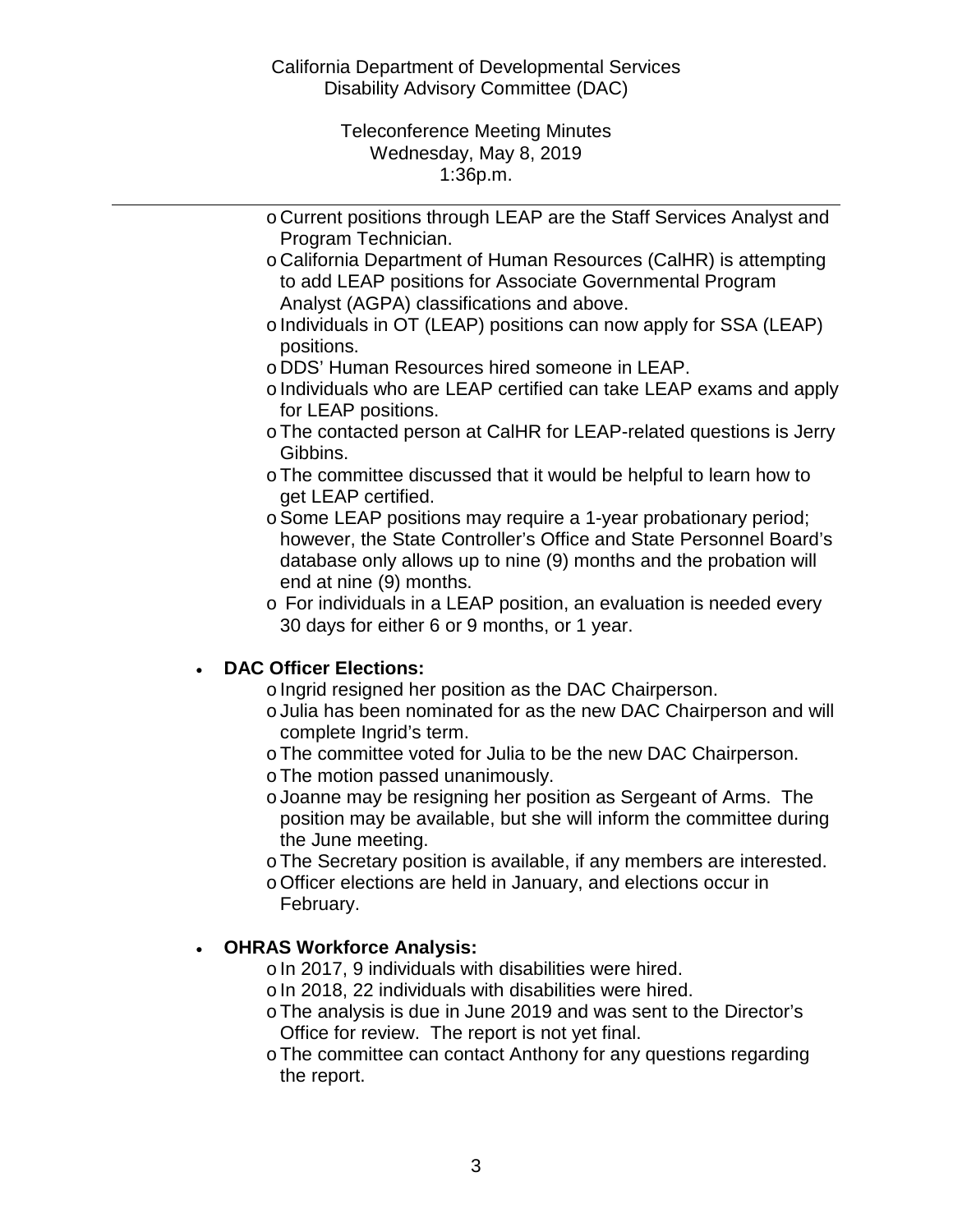- Current positions through LEAP are the Staff Services Analyst and Program Technician.
- California Department of Human Resources (CalHR) is attempting to add LEAP positions for Associate Governmental Program Analyst (AGPA) classifications and above.
- Individuals in OT (LEAP) positions can now apply for SSA (LEAP) positions.
- DDS' Human Resources hired someone in LEAP.
- Individuals who are LEAP certified can take LEAP exams and apply for LEAP positions.
- The contacted person at CalHR for LEAP-related questions is Jerry Gibbins.
- The committee discussed that it would be helpful to learn how to get LEAP certified.
- Some LEAP positions may require a 1-year probationary period; however, the State Controller's Office and State Personnel Board's database only allows up to nine (9) months and the probation will end at nine (9) months.
- For individuals in a LEAP position, an evaluation is needed every 30 days for either 6 or 9 months, or 1 year.

- **DAC Officer Elections:**
  - Ingrid resigned her position as the DAC Chairperson.
  - Julia has been nominated for as the new DAC Chairperson and will complete Ingrid's term.
  - The committee voted for Julia to be the new DAC Chairperson.
  - The motion passed unanimously.
  - Joanne may be resigning her position as Sergeant of Arms. The position may be available, but she will inform the committee during the June meeting.
  - The Secretary position is available, if any members are interested.
  - Officer elections are held in January, and elections occur in February.

- **OHRAS Workforce Analysis:**
  - In 2017, 9 individuals with disabilities were hired.
  - In 2018, 22 individuals with disabilities were hired.
  - The analysis is due in June 2019 and was sent to the Director's Office for review. The report is not yet final.
  - The committee can contact Anthony for any questions regarding the report.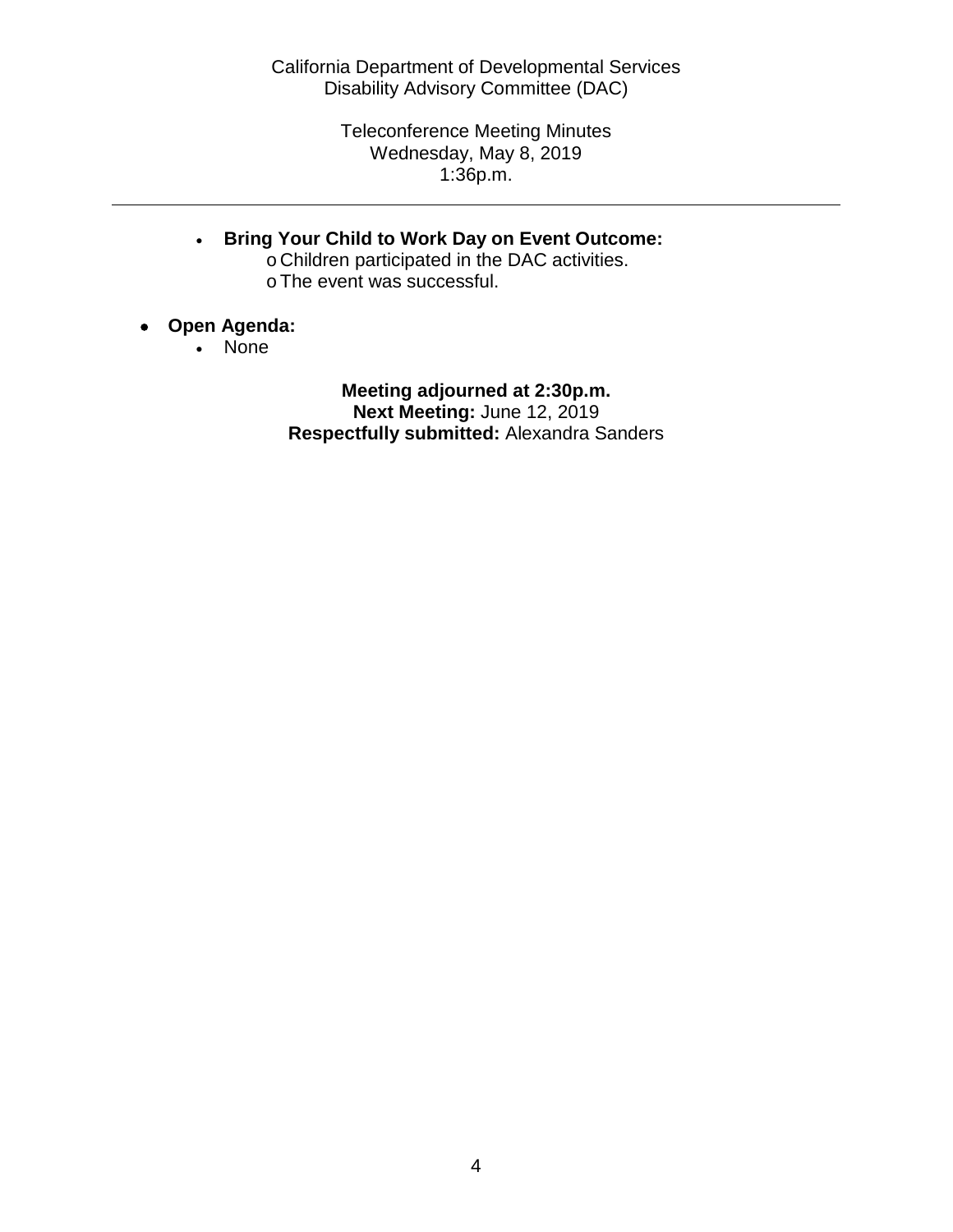California Department of Developmental Services
Disability Advisory Committee (DAC)

Teleconference Meeting Minutes
Wednesday, May 8, 2019
1:36p.m.

---

- **Bring Your Child to Work Day on Event Outcome:**
  - Children participated in the DAC activities.
  - The event was successful.

- **Open Agenda:**
  - None

**Meeting adjourned at 2:30p.m.**
**Next Meeting:** June 12, 2019
**Respectfully submitted:** Alexandra Sanders